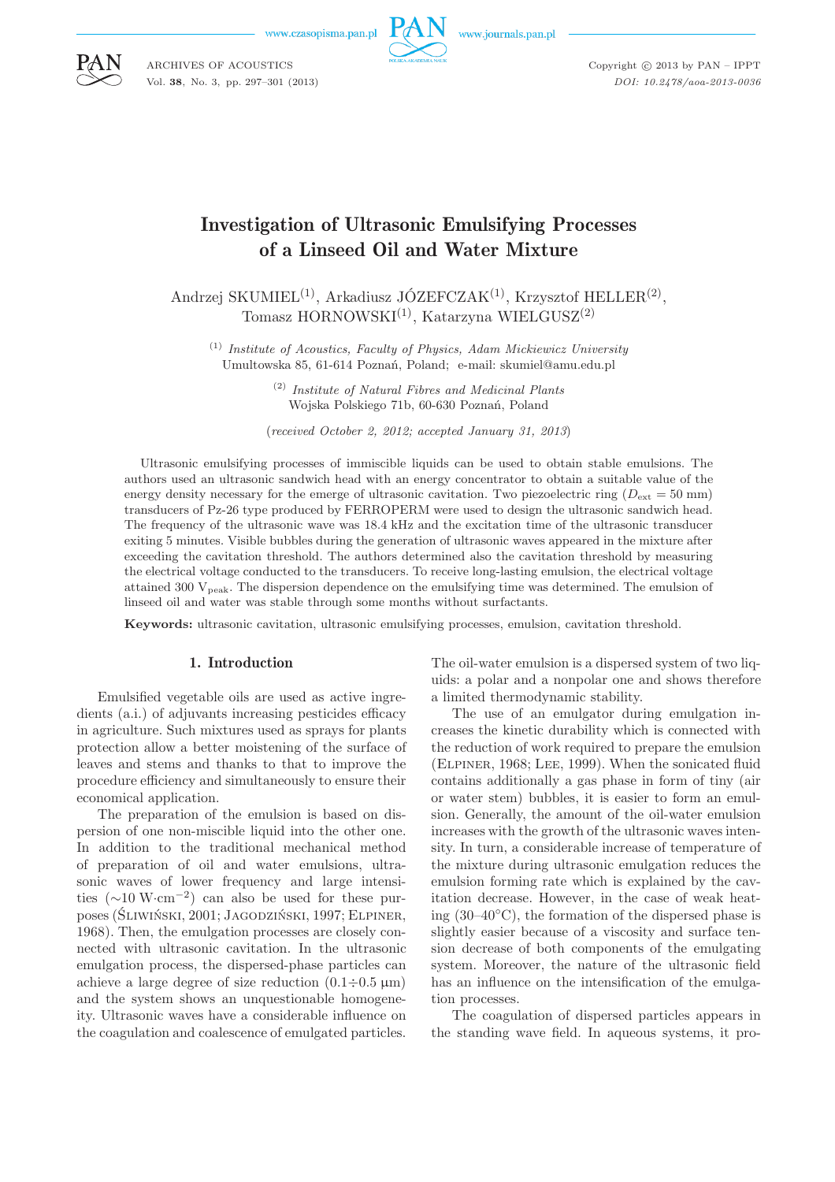# Investigation of Ultrasonic Emulsifying Processes of a Linseed Oil and Water Mixture

Andrzej SKUMIEL[(1)], Arkadiusz JÓZEFCZAK[(1)], Krzysztof HELLER[(2)], Tomasz HORNOWSKI[(1)], Katarzyna WIELGUSZ[(2)]

[(1)] *Institute of Acoustics, Faculty of Physics, Adam Mickiewicz University*
Umultowska 85, 61-614 Poznań, Poland; e-mail: skumiel@amu.edu.pl

[(2)] *Institute of Natural Fibres and Medicinal Plants*
Wojska Polskiego 71b, 60-630 Poznań, Poland

(*received October 2, 2012; accepted January 31, 2013*)

Ultrasonic emulsifying processes of immiscible liquids can be used to obtain stable emulsions. The authors used an ultrasonic sandwich head with an energy concentrator to obtain a suitable value of the energy density necessary for the emerge of ultrasonic cavitation. Two piezoelectric ring ($D_{\text{ext}} = 50$ mm) transducers of Pz-26 type produced by FERROPERM were used to design the ultrasonic sandwich head. The frequency of the ultrasonic wave was 18.4 kHz and the excitation time of the ultrasonic transducer exiting 5 minutes. Visible bubbles during the generation of ultrasonic waves appeared in the mixture after exceeding the cavitation threshold. The authors determined also the cavitation threshold by measuring the electrical voltage conducted to the transducers. To receive long-lasting emulsion, the electrical voltage attained 300 $\text{V}_{\text{peak}}$. The dispersion dependence on the emulsifying time was determined. The emulsion of linseed oil and water was stable through some months without surfactants.

**Keywords:** ultrasonic cavitation, ultrasonic emulsifying processes, emulsion, cavitation threshold.

## 1. Introduction

Emulsified vegetable oils are used as active ingredients (a.i.) of adjuvants increasing pesticides efficacy in agriculture. Such mixtures used as sprays for plants protection allow a better moistening of the surface of leaves and stems and thanks to that to improve the procedure efficiency and simultaneously to ensure their economical application.

The preparation of the emulsion is based on dispersion of one non-miscible liquid into the other one. In addition to the traditional mechanical method of preparation of oil and water emulsions, ultrasonic waves of lower frequency and large intensities ($\sim$10 $\text{W}\cdot\text{cm}^{-2}$) can also be used for these purposes (Śliwiński, 2001; Jagodziński, 1997; Elpiner, 1968). Then, the emulgation processes are closely connected with ultrasonic cavitation. In the ultrasonic emulgation process, the dispersed-phase particles can achieve a large degree of size reduction ($0.1 \div 0.5$ μm) and the system shows an unquestionable homogeneity. Ultrasonic waves have a considerable influence on the coagulation and coalescence of emulgated particles. The oil-water emulsion is a dispersed system of two liquids: a polar and a nonpolar one and shows therefore a limited thermodynamic stability.

The use of an emulgator during emulgation increases the kinetic durability which is connected with the reduction of work required to prepare the emulsion (Elpiner, 1968; Lee, 1999). When the sonicated fluid contains additionally a gas phase in form of tiny (air or water stem) bubbles, it is easier to form an emulsion. Generally, the amount of the oil-water emulsion increases with the growth of the ultrasonic waves intensity. In turn, a considerable increase of temperature of the mixture during ultrasonic emulgation reduces the emulsion forming rate which is explained by the cavitation decrease. However, in the case of weak heating (30–40°C), the formation of the dispersed phase is slightly easier because of a viscosity and surface tension decrease of both components of the emulgating system. Moreover, the nature of the ultrasonic field has an influence on the intensification of the emulgation processes.

The coagulation of dispersed particles appears in the standing wave field. In aqueous systems, it pro-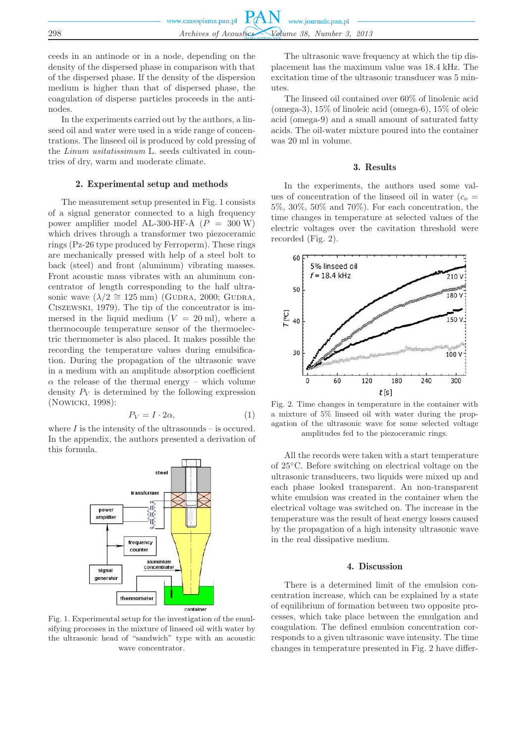ceeds in an antinode or in a node, depending on the density of the dispersed phase in comparison with that of the dispersed phase. If the density of the dispersion medium is higher than that of dispersed phase, the coagulation of disperse particles proceeds in the antinodes.

In the experiments carried out by the authors, a linseed oil and water were used in a wide range of concentrations. The linseed oil is produced by cold pressing of the *Linum usitatissimum* L. seeds cultivated in countries of dry, warm and moderate climate.

## 2. Experimental setup and methods

The measurement setup presented in Fig. 1 consists of a signal generator connected to a high frequency power amplifier model AL-300-HF-A ($P$ = 300 W) which drives through a transformer two piezoceramic rings (Pz-26 type produced by Ferroperm). These rings are mechanically pressed with help of a steel bolt to back (steel) and front (aluminum) vibrating masses. Front acoustic mass vibrates with an aluminum concentrator of length corresponding to the half ultrasonic wave ($\lambda/2 \cong 125$ mm) (Gudra, 2000; Gudra, Ciszewski, 1979). The tip of the concentrator is immersed in the liquid medium ($V$ = 20 ml), where a thermocouple temperature sensor of the thermoelectric thermometer is also placed. It makes possible the recording the temperature values during emulsification. During the propagation of the ultrasonic wave in a medium with an amplitude absorption coefficient $\alpha$ the release of the thermal energy – which volume density $P_V$ is determined by the following expression (Nowicki, 1998):

$$P_V = I \cdot 2\alpha, \tag{1}$$

where $I$ is the intensity of the ultrasounds – is occured. In the appendix, the authors presented a derivation of this formula.

Fig. 1. Experimental setup for the investigation of the emulsifying processes in the mixture of linseed oil with water by the ultrasonic head of "sandwich" type with an acoustic wave concentrator.

The ultrasonic wave frequency at which the tip displacement has the maximum value was 18.4 kHz. The excitation time of the ultrasonic transducer was 5 minutes.

The linseed oil contained over 60% of linolenic acid (omega-3), 15% of linoleic acid (omega-6), 15% of oleic acid (omega-9) and a small amount of saturated fatty acids. The oil-water mixture poured into the container was 20 ml in volume.

## 3. Results

In the experiments, the authors used some values of concentration of the linseed oil in water ($c_o$ = 5%, 30%, 50% and 70%). For each concentration, the time changes in temperature at selected values of the electric voltages over the cavitation threshold were recorded (Fig. 2).

Fig. 2. Time changes in temperature in the container with a mixture of 5% linseed oil with water during the propagation of the ultrasonic wave for some selected voltage amplitudes fed to the piezoceramic rings.

All the records were taken with a start temperature of 25°C. Before switching on electrical voltage on the ultrasonic transducers, two liquids were mixed up and each phase looked transparent. An non-transparent white emulsion was created in the container when the electrical voltage was switched on. The increase in the temperature was the result of heat energy losses caused by the propagation of a high intensity ultrasonic wave in the real dissipative medium.

## 4. Discussion

There is a determined limit of the emulsion concentration increase, which can be explained by a state of equilibrium of formation between two opposite processes, which take place between the emulgation and coagulation. The defined emulsion concentration corresponds to a given ultrasonic wave intensity. The time changes in temperature presented in Fig. 2 have differ-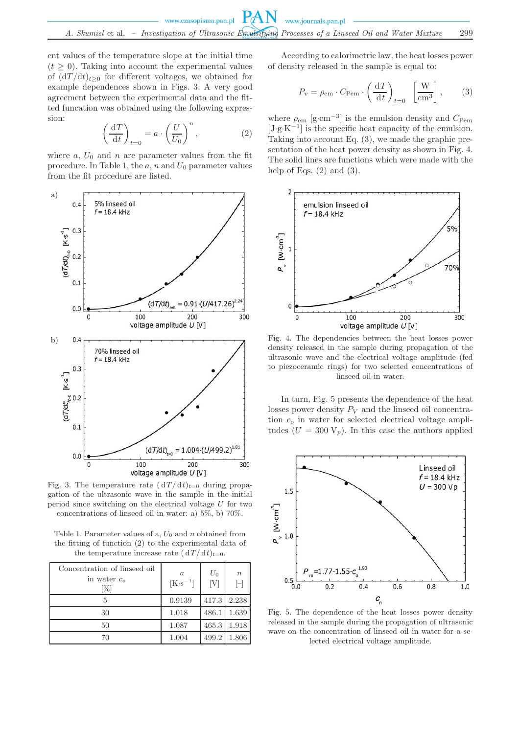ent values of the temperature slope at the initial time ($t \geq 0$). Taking into account the experimental values of $(\mathrm{d}T/\mathrm{d}t)_{t \geq 0}$ for different voltages, we obtained for example dependences shown in Figs. 3. A very good agreement between the experimental data and the fitted funcation was obtained using the following expression:

$$\left(\frac{\mathrm{d}T}{\mathrm{d}t}\right)_{t=0} = a \cdot \left(\frac{U}{U_0}\right)^n, \tag{2}$$

where $a$, $U_0$ and $n$ are parameter values from the fit procedure. In Table 1, the $a$, $n$ and $U_0$ parameter values from the fit procedure are listed.

Fig. 3. The temperature rate $(\mathrm{d}T/\mathrm{d}t)_{t=0}$ during propagation of the ultrasonic wave in the sample in the initial period since switching on the electrical voltage $U$ for two concentrations of linseed oil in water: a) 5%, b) 70%.

Table 1. Parameter values of a, $U_0$ and $n$ obtained from the fitting of function (2) to the experimental data of the temperature increase rate $(\mathrm{d}T/\mathrm{d}t)_{t=0}$.

| Concentration of linseed oil in water $c_o$ [%] | $a$ [K·s$^{-1}$] | $U_0$ [V] | $n$ [-] |
|---|---|---|---|
| 5 | 0.9139 | 417.3 | 2.238 |
| 30 | 1.018 | 486.1 | 1.639 |
| 50 | 1.087 | 465.3 | 1.918 |
| 70 | 1.004 | 499.2 | 1.806 |

According to calorimetric law, the heat losses power of density released in the sample is equal to:

$$P_v = \rho_{\mathrm{em}} \cdot C_{\mathrm{Pem}} \cdot \left(\frac{\mathrm{d}T}{\mathrm{d}t}\right)_{t=0} \quad \left[\frac{\mathrm{W}}{\mathrm{cm}^3}\right], \tag{3}$$

where $\rho_{\mathrm{em}}$ [g·cm$^{-3}$] is the emulsion density and $C_{\mathrm{Pem}}$ [J·g·K$^{-1}$] is the specific heat capacity of the emulsion. Taking into account Eq. (3), we made the graphic presentation of the heat power density as shown in Fig. 4. The solid lines are functions which were made with the help of Eqs. (2) and (3).

Fig. 4. The dependencies between the heat losses power density released in the sample during propagation of the ultrasonic wave and the electrical voltage amplitude (fed to piezoceramic rings) for two selected concentrations of linseed oil in water.

In turn, Fig. 5 presents the dependence of the heat losses power density $P_V$ and the linseed oil concentration $c_o$ in water for selected electrical voltage amplitudes ($U = 300$ V$_p$). In this case the authors applied

Fig. 5. The dependence of the heat losses power density released in the sample during the propagation of ultrasonic wave on the concentration of linseed oil in water for a selected electrical voltage amplitude.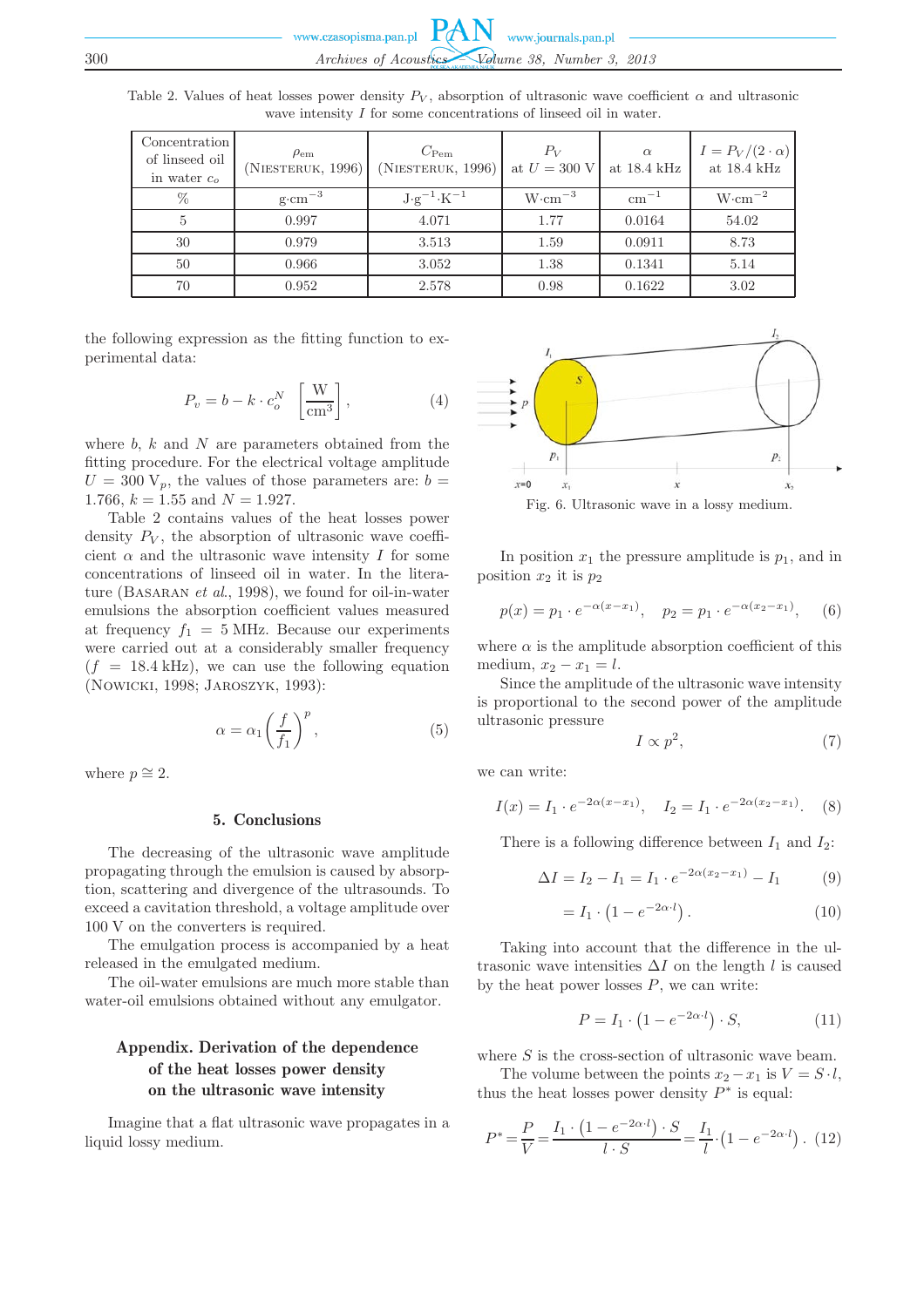Table 2. Values of heat losses power density $P_V$, absorption of ultrasonic wave coefficient $\alpha$ and ultrasonic wave intensity $I$ for some concentrations of linseed oil in water.

| Concentration of linseed oil in water $c_o$ | $\rho_{em}$ (Niesteruk, 1996) | $C_{Pem}$ (Niesteruk, 1996) | $P_V$ at $U = 300$ V | $\alpha$ at 18.4 kHz | $I = P_V/(2 \cdot \alpha)$ at 18.4 kHz |
|---|---|---|---|---|---|
| % | g·cm$^{-3}$ | J·g$^{-1}$·K$^{-1}$ | W·cm$^{-3}$ | cm$^{-1}$ | W·cm$^{-2}$ |
| 5 | 0.997 | 4.071 | 1.77 | 0.0164 | 54.02 |
| 30 | 0.979 | 3.513 | 1.59 | 0.0911 | 8.73 |
| 50 | 0.966 | 3.052 | 1.38 | 0.1341 | 5.14 |
| 70 | 0.952 | 2.578 | 0.98 | 0.1622 | 3.02 |

the following expression as the fitting function to experimental data:

$$P_v = b - k \cdot c_o^N \quad \left[\frac{\text{W}}{\text{cm}^3}\right], \tag{4}$$

where $b$, $k$ and $N$ are parameters obtained from the fitting procedure. For the electrical voltage amplitude $U = 300$ V$_p$, the values of those parameters are: $b = 1.766$, $k = 1.55$ and $N = 1.927$.

Table 2 contains values of the heat losses power density $P_V$, the absorption of ultrasonic wave coefficient $\alpha$ and the ultrasonic wave intensity $I$ for some concentrations of linseed oil in water. In the literature (Basaran *et al.*, 1998), we found for oil-in-water emulsions the absorption coefficient values measured at frequency $f_1 = 5$ MHz. Because our experiments were carried out at a considerably smaller frequency ($f = 18.4$ kHz), we can use the following equation (Nowicki, 1998; Jaroszyk, 1993):

$$\alpha = \alpha_1 \left(\frac{f}{f_1}\right)^p, \tag{5}$$

where $p \cong 2$.

## 5. Conclusions

The decreasing of the ultrasonic wave amplitude propagating through the emulsion is caused by absorption, scattering and divergence of the ultrasounds. To exceed a cavitation threshold, a voltage amplitude over 100 V on the converters is required.

The emulgation process is accompanied by a heat released in the emulgated medium.

The oil-water emulsions are much more stable than water-oil emulsions obtained without any emulgator.

## Appendix. Derivation of the dependence of the heat losses power density on the ultrasonic wave intensity

Imagine that a flat ultrasonic wave propagates in a liquid lossy medium.

Fig. 6. Ultrasonic wave in a lossy medium.

In position $x_1$ the pressure amplitude is $p_1$, and in position $x_2$ it is $p_2$

$$p(x) = p_1 \cdot e^{-\alpha(x - x_1)}, \quad p_2 = p_1 \cdot e^{-\alpha(x_2 - x_1)}, \tag{6}$$

where $\alpha$ is the amplitude absorption coefficient of this medium, $x_2 - x_1 = l$.

Since the amplitude of the ultrasonic wave intensity is proportional to the second power of the amplitude ultrasonic pressure

$$I \propto p^2, \tag{7}$$

we can write:

$$I(x) = I_1 \cdot e^{-2\alpha(x - x_1)}, \quad I_2 = I_1 \cdot e^{-2\alpha(x_2 - x_1)}. \tag{8}$$

There is a following difference between $I_1$ and $I_2$:

$$\Delta I = I_2 - I_1 = I_1 \cdot e^{-2\alpha(x_2 - x_1)} - I_1 \tag{9}$$

$$= I_1 \cdot \left(1 - e^{-2\alpha \cdot l}\right). \tag{10}$$

Taking into account that the difference in the ultrasonic wave intensities $\Delta I$ on the length $l$ is caused by the heat power losses $P$, we can write:

$$P = I_1 \cdot \left(1 - e^{-2\alpha \cdot l}\right) \cdot S, \tag{11}$$

where $S$ is the cross-section of ultrasonic wave beam.

The volume between the points $x_2 - x_1$ is $V = S \cdot l$, thus the heat losses power density $P^*$ is equal:

$$P^* = \frac{P}{V} = \frac{I_1 \cdot \left(1 - e^{-2\alpha \cdot l}\right) \cdot S}{l \cdot S} = \frac{I_1}{l} \cdot \left(1 - e^{-2\alpha \cdot l}\right). \tag{12}$$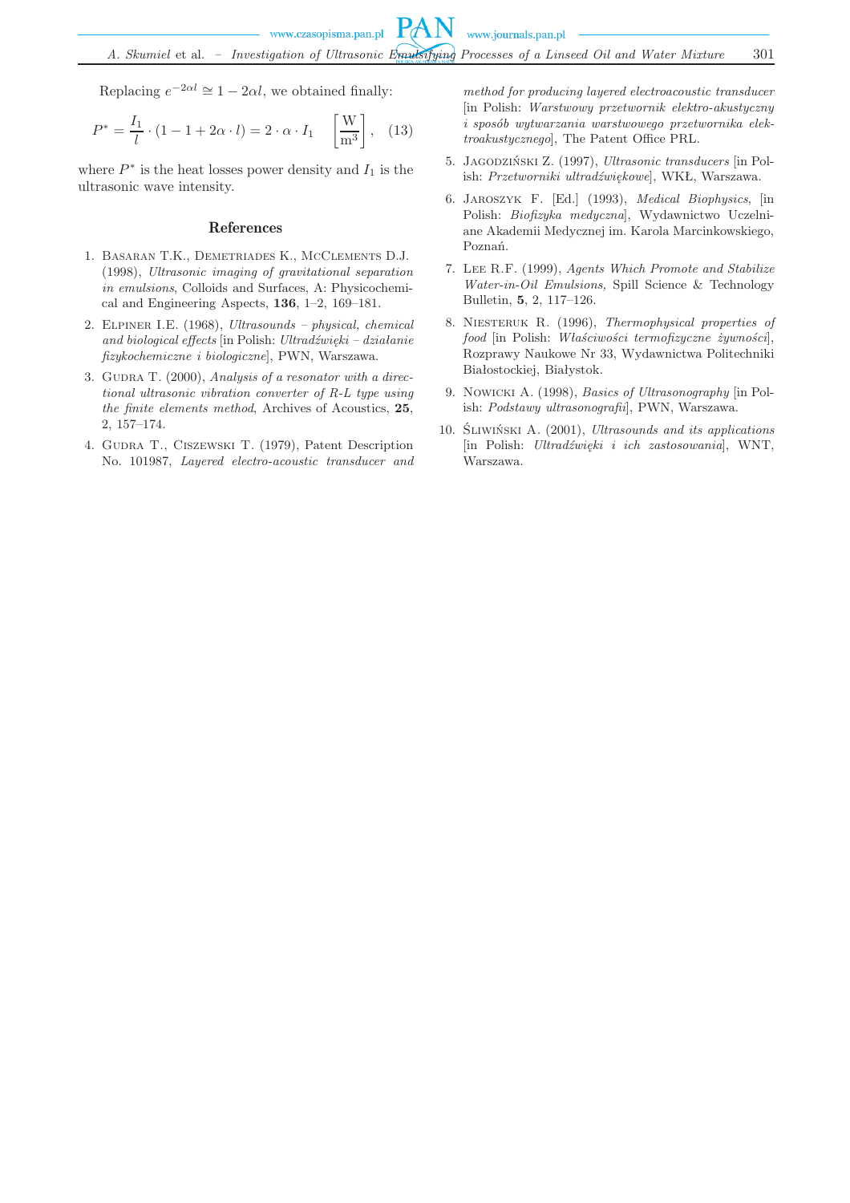Replacing $e^{-2\alpha l} \cong 1 - 2\alpha l$, we obtained finally:

$$P^* = \frac{I_1}{l} \cdot (1 - 1 + 2\alpha \cdot l) = 2 \cdot \alpha \cdot I_1 \quad \left[\frac{\mathrm{W}}{\mathrm{m}^3}\right], \quad (13)$$

where $P^*$ is the heat losses power density and $I_1$ is the ultrasonic wave intensity.

## References

1. Basaran T.K., Demetriades K., McClements D.J. (1998), *Ultrasonic imaging of gravitational separation in emulsions*, Colloids and Surfaces, A: Physicochemical and Engineering Aspects, **136**, 1–2, 169–181.
2. Elpiner I.E. (1968), *Ultrasounds – physical, chemical and biological effects* [in Polish: *Ultradźwięki – działanie fizykochemiczne i biologiczne*], PWN, Warszawa.
3. Gudra T. (2000), *Analysis of a resonator with a directional ultrasonic vibration converter of R-L type using the finite elements method*, Archives of Acoustics, **25**, 2, 157–174.
4. Gudra T., Ciszewski T. (1979), Patent Description No. 101987, *Layered electro-acoustic transducer and method for producing layered electroacoustic transducer* [in Polish: *Warstwowy przetwornik elektro-akustyczny i sposób wytwarzania warstwowego przetwornika elektroakustycznego*], The Patent Office PRL.
5. Jagodziński Z. (1997), *Ultrasonic transducers* [in Polish: *Przetworniki ultradźwiękowe*], WKŁ, Warszawa.
6. Jaroszyk F. [Ed.] (1993), *Medical Biophysics*, [in Polish: *Biofizyka medyczna*], Wydawnictwo Uczelniane Akademii Medycznej im. Karola Marcinkowskiego, Poznań.
7. Lee R.F. (1999), *Agents Which Promote and Stabilize Water-in-Oil Emulsions,* Spill Science & Technology Bulletin, **5**, 2, 117–126.
8. Niesteruk R. (1996), *Thermophysical properties of food* [in Polish: *Właściwości termofizyczne żywności*], Rozprawy Naukowe Nr 33, Wydawnictwa Politechniki Białostockiej, Białystok.
9. Nowicki A. (1998), *Basics of Ultrasonography* [in Polish: *Podstawy ultrasonografii*], PWN, Warszawa.
10. Śliwiński A. (2001), *Ultrasounds and its applications* [in Polish: *Ultradźwięki i ich zastosowania*], WNT, Warszawa.